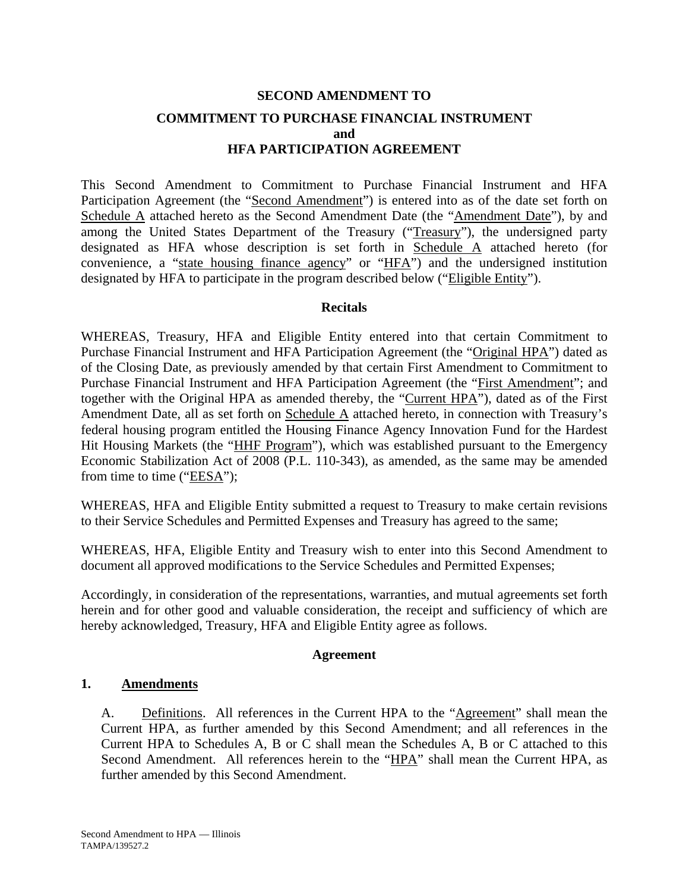**SECOND AMENDMENT TO**

**COMMITMENT TO PURCHASE FINANCIAL INSTRUMENT and HFA PARTICIPATION AGREEMENT**

This Second Amendment to Commitment to Purchase Financial Instrument and HFA Participation Agreement (the "Second Amendment") is entered into as of the date set forth on Schedule A attached hereto as the Second Amendment Date (the "Amendment Date"), by and among the United States Department of the Treasury ("Treasury"), the undersigned party designated as HFA whose description is set forth in Schedule A attached hereto (for convenience, a "state housing finance agency" or "HFA") and the undersigned institution designated by HFA to participate in the program described below ("Eligible Entity").

**Recitals**

WHEREAS, Treasury, HFA and Eligible Entity entered into that certain Commitment to Purchase Financial Instrument and HFA Participation Agreement (the "Original HPA") dated as of the Closing Date, as previously amended by that certain First Amendment to Commitment to Purchase Financial Instrument and HFA Participation Agreement (the "First Amendment"; and together with the Original HPA as amended thereby, the "Current HPA"), dated as of the First Amendment Date, all as set forth on Schedule A attached hereto, in connection with Treasury's federal housing program entitled the Housing Finance Agency Innovation Fund for the Hardest Hit Housing Markets (the "HHF Program"), which was established pursuant to the Emergency Economic Stabilization Act of 2008 (P.L. 110-343), as amended, as the same may be amended from time to time ("EESA");

WHEREAS, HFA and Eligible Entity submitted a request to Treasury to make certain revisions to their Service Schedules and Permitted Expenses and Treasury has agreed to the same;

WHEREAS, HFA, Eligible Entity and Treasury wish to enter into this Second Amendment to document all approved modifications to the Service Schedules and Permitted Expenses;

Accordingly, in consideration of the representations, warranties, and mutual agreements set forth herein and for other good and valuable consideration, the receipt and sufficiency of which are hereby acknowledged, Treasury, HFA and Eligible Entity agree as follows.

**Agreement**

**1. Amendments**

A. Definitions. All references in the Current HPA to the "Agreement" shall mean the Current HPA, as further amended by this Second Amendment; and all references in the Current HPA to Schedules A, B or C shall mean the Schedules A, B or C attached to this Second Amendment. All references herein to the "HPA" shall mean the Current HPA, as further amended by this Second Amendment.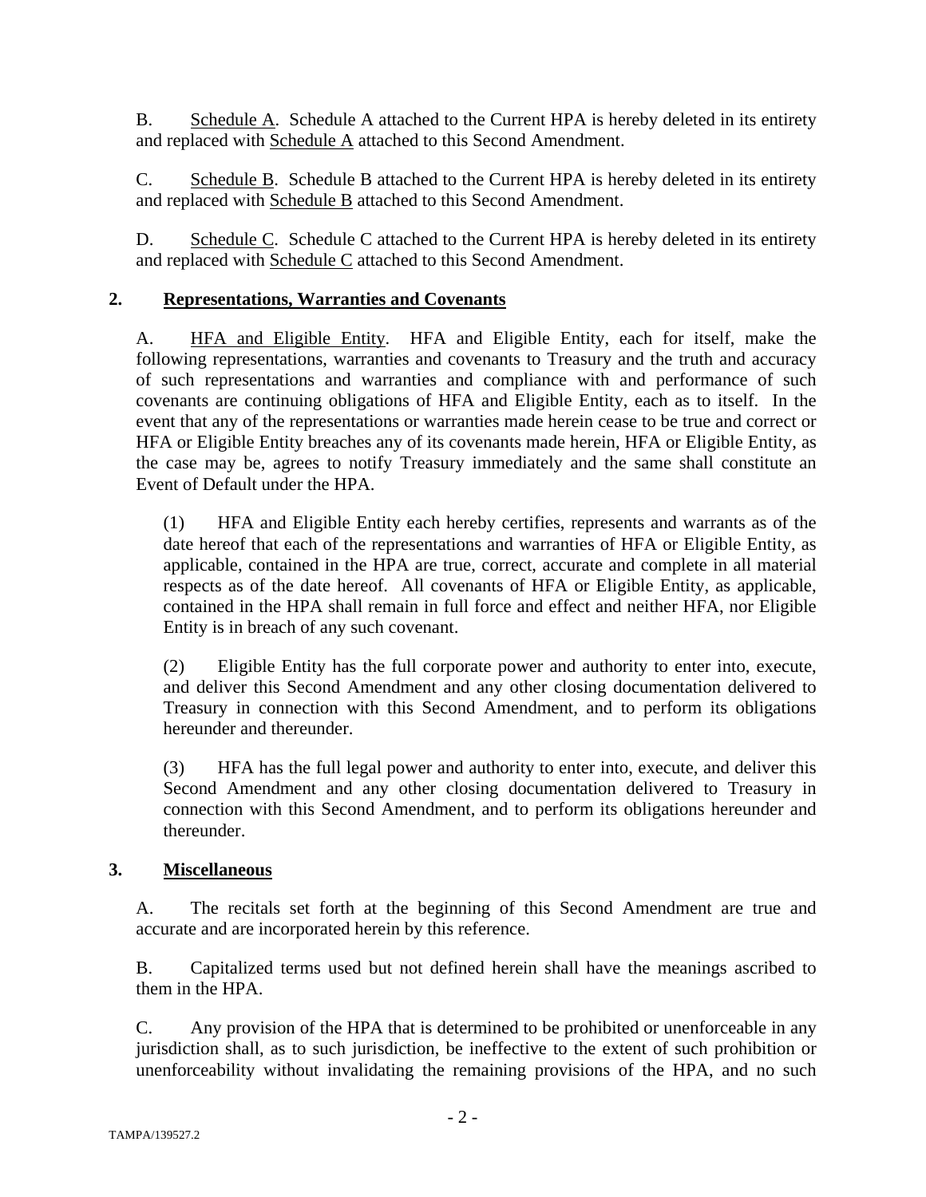B. Schedule A. Schedule A attached to the Current HPA is hereby deleted in its entirety and replaced with Schedule A attached to this Second Amendment.

C. Schedule B. Schedule B attached to the Current HPA is hereby deleted in its entirety and replaced with Schedule B attached to this Second Amendment.

D. Schedule C. Schedule C attached to the Current HPA is hereby deleted in its entirety and replaced with Schedule C attached to this Second Amendment.

## 2. Representations, Warranties and Covenants

A. HFA and Eligible Entity. HFA and Eligible Entity, each for itself, make the following representations, warranties and covenants to Treasury and the truth and accuracy of such representations and warranties and compliance with and performance of such covenants are continuing obligations of HFA and Eligible Entity, each as to itself. In the event that any of the representations or warranties made herein cease to be true and correct or HFA or Eligible Entity breaches any of its covenants made herein, HFA or Eligible Entity, as the case may be, agrees to notify Treasury immediately and the same shall constitute an Event of Default under the HPA.

(1) HFA and Eligible Entity each hereby certifies, represents and warrants as of the date hereof that each of the representations and warranties of HFA or Eligible Entity, as applicable, contained in the HPA are true, correct, accurate and complete in all material respects as of the date hereof. All covenants of HFA or Eligible Entity, as applicable, contained in the HPA shall remain in full force and effect and neither HFA, nor Eligible Entity is in breach of any such covenant.

(2) Eligible Entity has the full corporate power and authority to enter into, execute, and deliver this Second Amendment and any other closing documentation delivered to Treasury in connection with this Second Amendment, and to perform its obligations hereunder and thereunder.

(3) HFA has the full legal power and authority to enter into, execute, and deliver this Second Amendment and any other closing documentation delivered to Treasury in connection with this Second Amendment, and to perform its obligations hereunder and thereunder.

## 3. Miscellaneous

A. The recitals set forth at the beginning of this Second Amendment are true and accurate and are incorporated herein by this reference.

B. Capitalized terms used but not defined herein shall have the meanings ascribed to them in the HPA.

C. Any provision of the HPA that is determined to be prohibited or unenforceable in any jurisdiction shall, as to such jurisdiction, be ineffective to the extent of such prohibition or unenforceability without invalidating the remaining provisions of the HPA, and no such

TAMPA/139527.2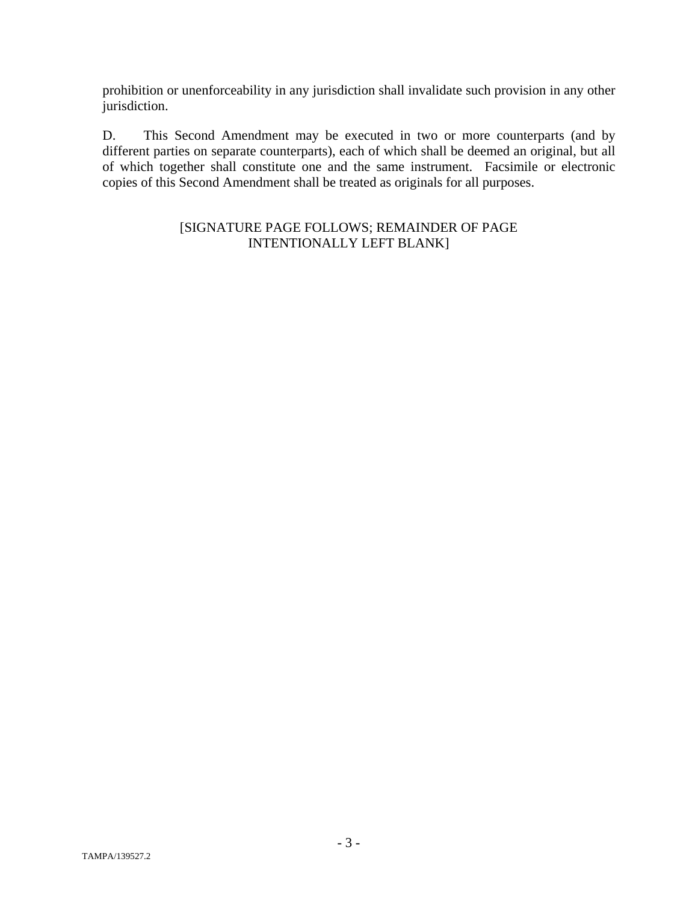prohibition or unenforceability in any jurisdiction shall invalidate such provision in any other jurisdiction.

D. This Second Amendment may be executed in two or more counterparts (and by different parties on separate counterparts), each of which shall be deemed an original, but all of which together shall constitute one and the same instrument. Facsimile or electronic copies of this Second Amendment shall be treated as originals for all purposes.

[SIGNATURE PAGE FOLLOWS; REMAINDER OF PAGE INTENTIONALLY LEFT BLANK]

TAMPA/139527.2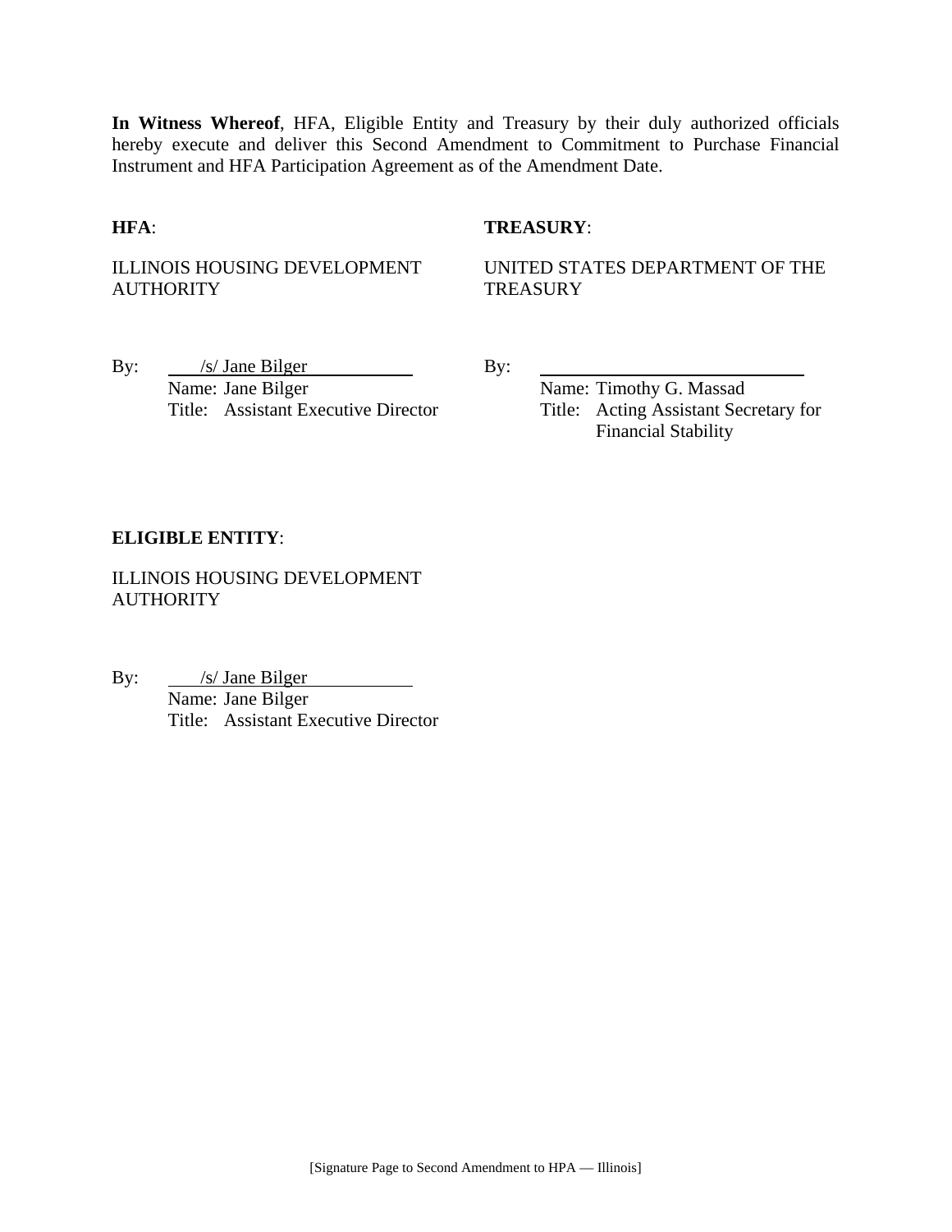**In Witness Whereof**, HFA, Eligible Entity and Treasury by their duly authorized officials hereby execute and deliver this Second Amendment to Commitment to Purchase Financial Instrument and HFA Participation Agreement as of the Amendment Date.

**HFA**:

ILLINOIS HOUSING DEVELOPMENT AUTHORITY

By: /s/ Jane Bilger
Name: Jane Bilger
Title: Assistant Executive Director

**TREASURY**:

UNITED STATES DEPARTMENT OF THE TREASURY

By: \_\_\_\_\_\_\_\_\_\_\_\_\_\_\_\_\_\_\_\_\_\_\_\_
Name: Timothy G. Massad
Title: Acting Assistant Secretary for Financial Stability

**ELIGIBLE ENTITY**:

ILLINOIS HOUSING DEVELOPMENT AUTHORITY

By: /s/ Jane Bilger
Name: Jane Bilger
Title: Assistant Executive Director

[Signature Page to Second Amendment to HPA — Illinois]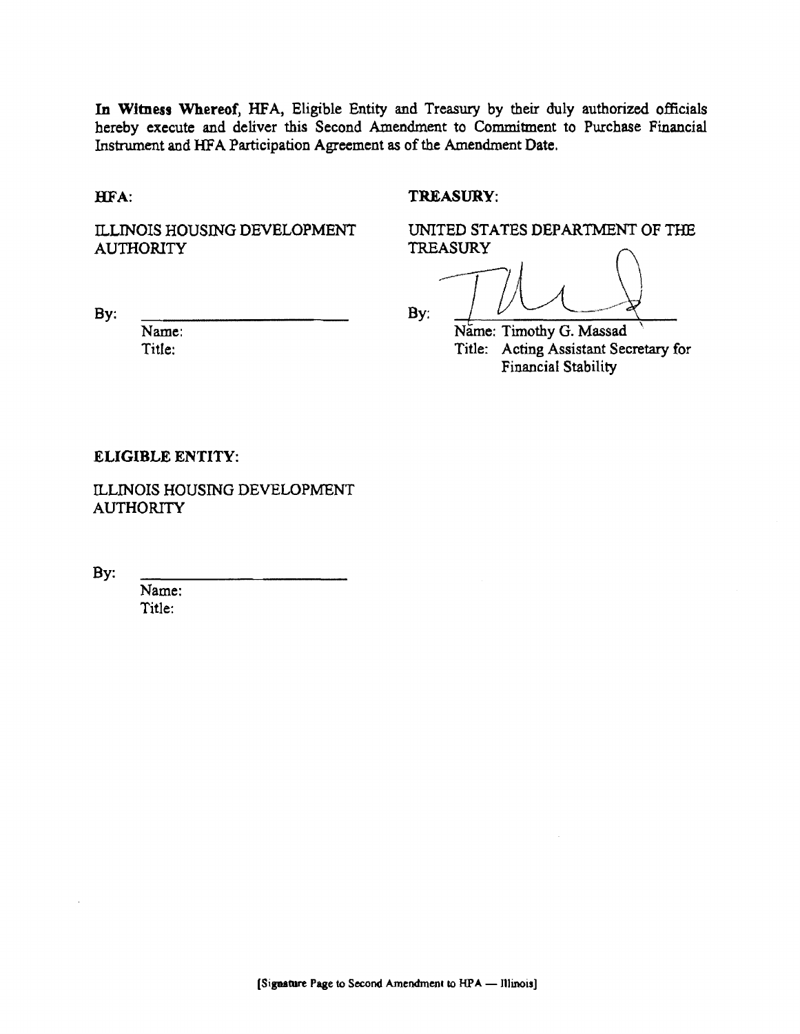**In Witness Whereof**, HFA, Eligible Entity and Treasury by their duly authorized officials hereby execute and deliver this Second Amendment to Commitment to Purchase Financial Instrument and HFA Participation Agreement as of the Amendment Date.

**HFA:**

ILLINOIS HOUSING DEVELOPMENT AUTHORITY

By: \_\_\_\_\_\_\_\_\_\_\_\_\_\_\_\_\_\_\_\_\_\_\_\_
Name:
Title:

**TREASURY:**

UNITED STATES DEPARTMENT OF THE TREASURY

By: \_\_\_\_\_\_\_\_\_\_\_\_\_\_\_\_\_\_\_\_\_\_\_\_
Name: Timothy G. Massad
Title: Acting Assistant Secretary for Financial Stability

**ELIGIBLE ENTITY:**

ILLINOIS HOUSING DEVELOPMENT AUTHORITY

By: \_\_\_\_\_\_\_\_\_\_\_\_\_\_\_\_\_\_\_\_\_\_\_\_
Name:
Title:

[Signature Page to Second Amendment to HPA — Illinois]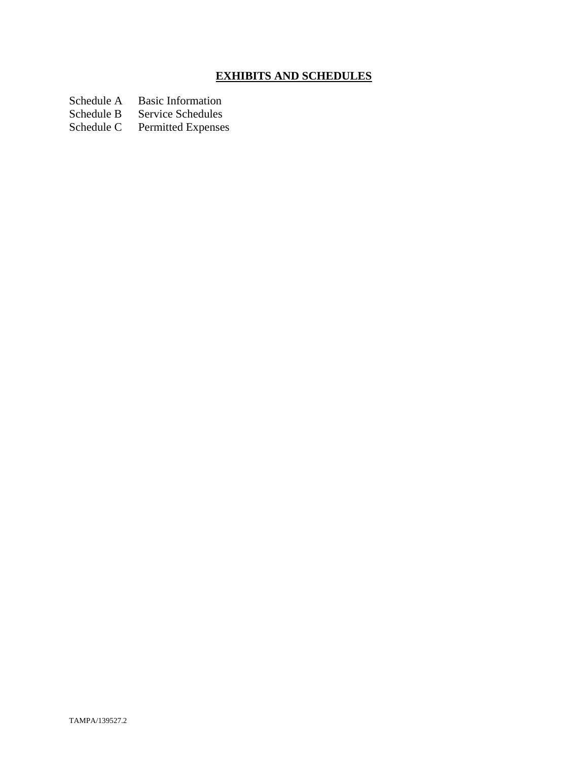# **EXHIBITS AND SCHEDULES**

Schedule A Basic Information
Schedule B Service Schedules
Schedule C Permitted Expenses

TAMPA/139527.2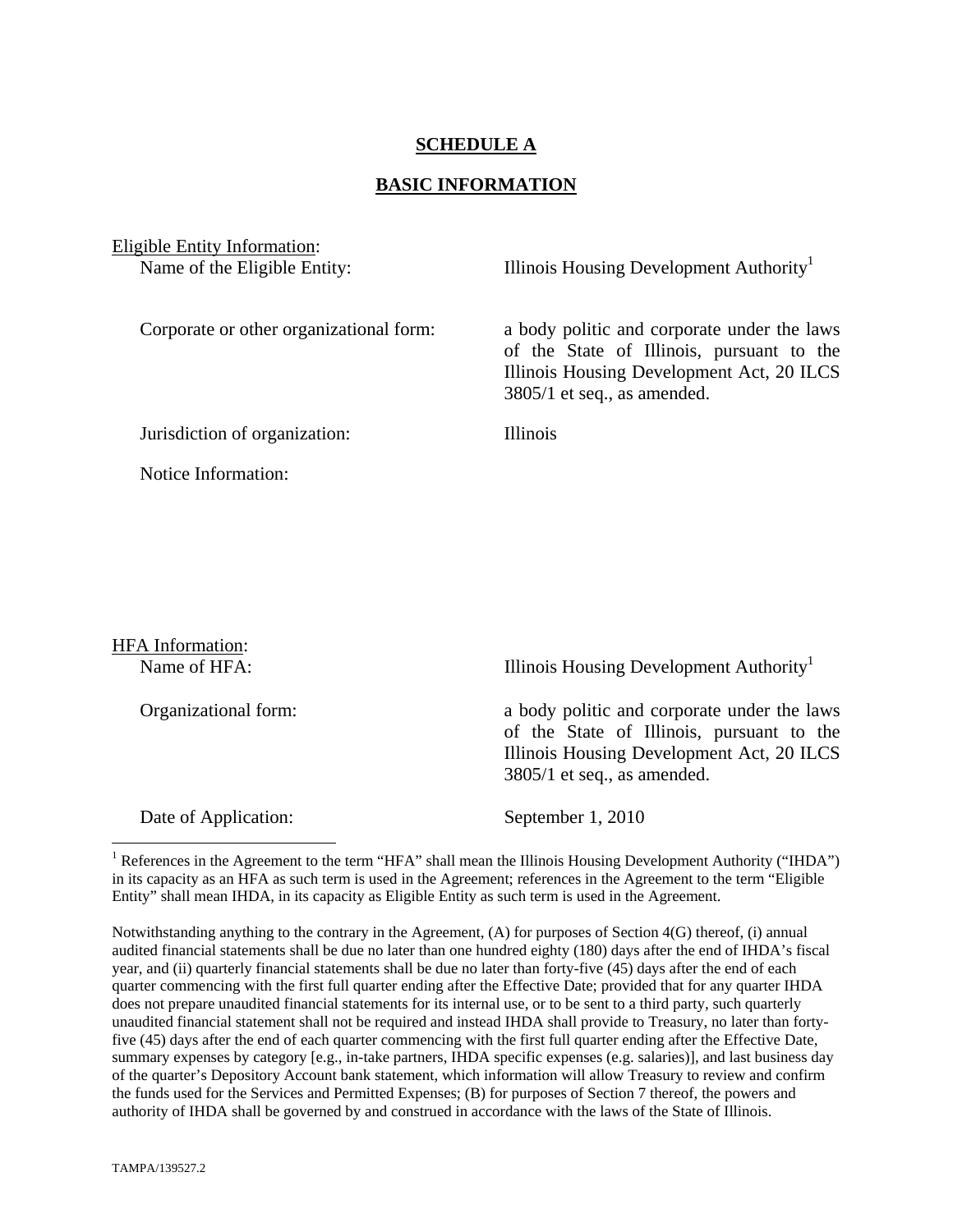**SCHEDULE A**

**BASIC INFORMATION**

Eligible Entity Information:

Name of the Eligible Entity: Illinois Housing Development Authority[1]

Corporate or other organizational form: a body politic and corporate under the laws of the State of Illinois, pursuant to the Illinois Housing Development Act, 20 ILCS 3805/1 et seq., as amended.

Jurisdiction of organization: Illinois

Notice Information:

HFA Information:

Name of HFA: Illinois Housing Development Authority[1]

Organizational form: a body politic and corporate under the laws of the State of Illinois, pursuant to the Illinois Housing Development Act, 20 ILCS 3805/1 et seq., as amended.

Date of Application: September 1, 2010

---

[1] References in the Agreement to the term "HFA" shall mean the Illinois Housing Development Authority ("IHDA") in its capacity as an HFA as such term is used in the Agreement; references in the Agreement to the term "Eligible Entity" shall mean IHDA, in its capacity as Eligible Entity as such term is used in the Agreement.

Notwithstanding anything to the contrary in the Agreement, (A) for purposes of Section 4(G) thereof, (i) annual audited financial statements shall be due no later than one hundred eighty (180) days after the end of IHDA's fiscal year, and (ii) quarterly financial statements shall be due no later than forty-five (45) days after the end of each quarter commencing with the first full quarter ending after the Effective Date; provided that for any quarter IHDA does not prepare unaudited financial statements for its internal use, or to be sent to a third party, such quarterly unaudited financial statement shall not be required and instead IHDA shall provide to Treasury, no later than forty-five (45) days after the end of each quarter commencing with the first full quarter ending after the Effective Date, summary expenses by category [e.g., in-take partners, IHDA specific expenses (e.g. salaries)], and last business day of the quarter's Depository Account bank statement, which information will allow Treasury to review and confirm the funds used for the Services and Permitted Expenses; (B) for purposes of Section 7 thereof, the powers and authority of IHDA shall be governed by and construed in accordance with the laws of the State of Illinois.

TAMPA/139527.2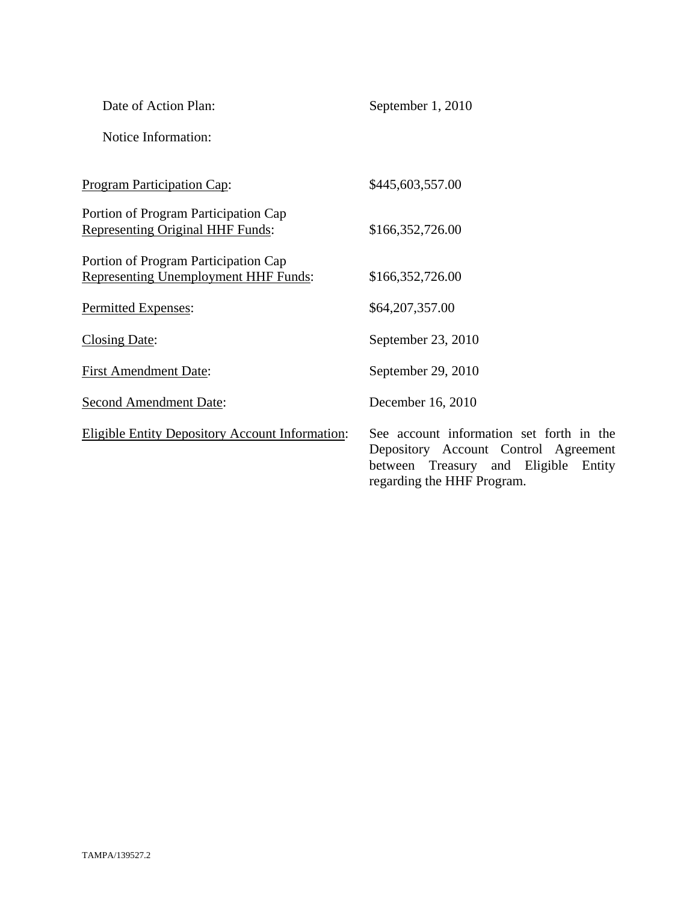Date of Action Plan: September 1, 2010

Notice Information:

<u>Program Participation Cap</u>: $445,603,557.00

Portion of Program Participation Cap <u>Representing Original HHF Funds</u>: $166,352,726.00

Portion of Program Participation Cap <u>Representing Unemployment HHF Funds</u>: $166,352,726.00

<u>Permitted Expenses</u>: $64,207,357.00

<u>Closing Date</u>: September 23, 2010

<u>First Amendment Date</u>: September 29, 2010

<u>Second Amendment Date</u>: December 16, 2010

<u>Eligible Entity Depository Account Information</u>: See account information set forth in the Depository Account Control Agreement between Treasury and Eligible Entity regarding the HHF Program.

TAMPA/139527.2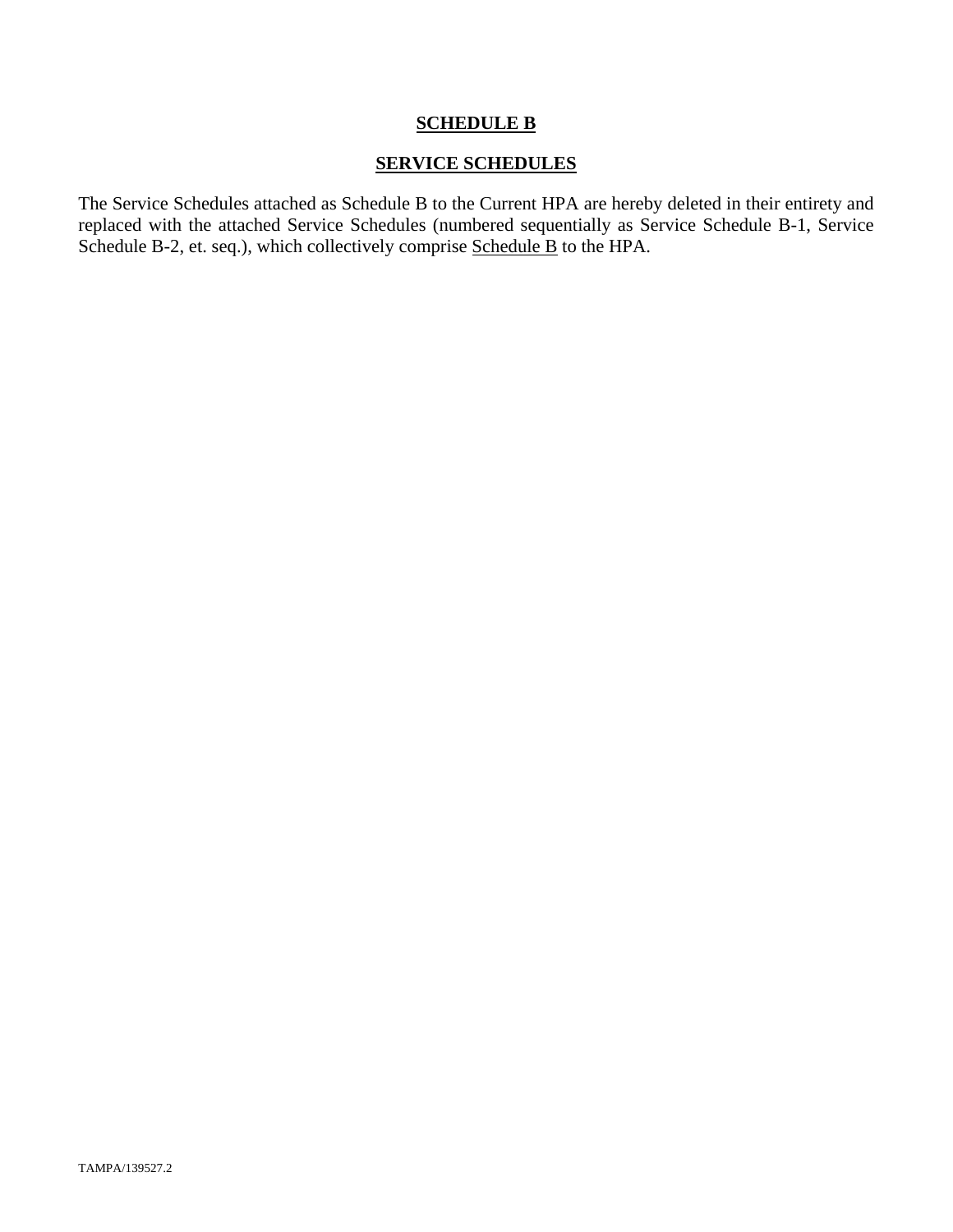# SCHEDULE B

## SERVICE SCHEDULES

The Service Schedules attached as Schedule B to the Current HPA are hereby deleted in their entirety and replaced with the attached Service Schedules (numbered sequentially as Service Schedule B-1, Service Schedule B-2, et. seq.), which collectively comprise Schedule B to the HPA.

TAMPA/139527.2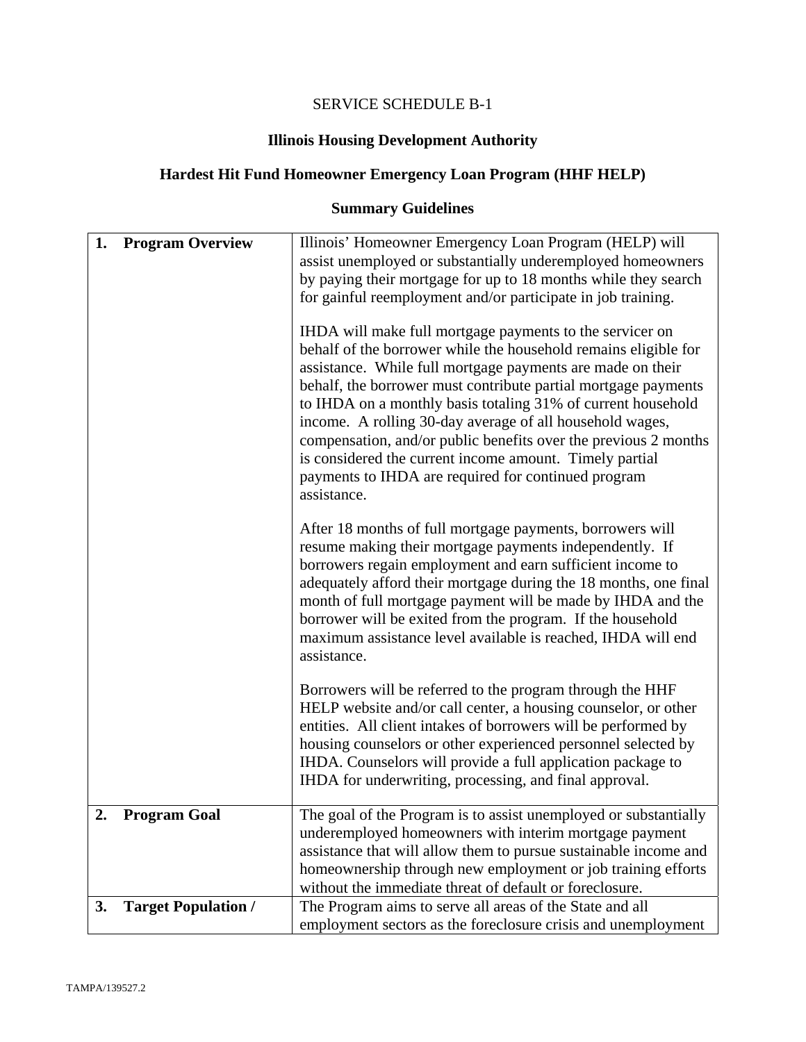SERVICE SCHEDULE B-1

**Illinois Housing Development Authority**

**Hardest Hit Fund Homeowner Emergency Loan Program (HHF HELP)**

**Summary Guidelines**

| | |
|---|---|
| **1. Program Overview** | Illinois' Homeowner Emergency Loan Program (HELP) will assist unemployed or substantially underemployed homeowners by paying their mortgage for up to 18 months while they search for gainful reemployment and/or participate in job training.<br><br>IHDA will make full mortgage payments to the servicer on behalf of the borrower while the household remains eligible for assistance. While full mortgage payments are made on their behalf, the borrower must contribute partial mortgage payments to IHDA on a monthly basis totaling 31% of current household income. A rolling 30-day average of all household wages, compensation, and/or public benefits over the previous 2 months is considered the current income amount. Timely partial payments to IHDA are required for continued program assistance.<br><br>After 18 months of full mortgage payments, borrowers will resume making their mortgage payments independently. If borrowers regain employment and earn sufficient income to adequately afford their mortgage during the 18 months, one final month of full mortgage payment will be made by IHDA and the borrower will be exited from the program. If the household maximum assistance level available is reached, IHDA will end assistance.<br><br>Borrowers will be referred to the program through the HHF HELP website and/or call center, a housing counselor, or other entities. All client intakes of borrowers will be performed by housing counselors or other experienced personnel selected by IHDA. Counselors will provide a full application package to IHDA for underwriting, processing, and final approval. |
| **2. Program Goal** | The goal of the Program is to assist unemployed or substantially underemployed homeowners with interim mortgage payment assistance that will allow them to pursue sustainable income and homeownership through new employment or job training efforts without the immediate threat of default or foreclosure. |
| **3. Target Population /** | The Program aims to serve all areas of the State and all employment sectors as the foreclosure crisis and unemployment |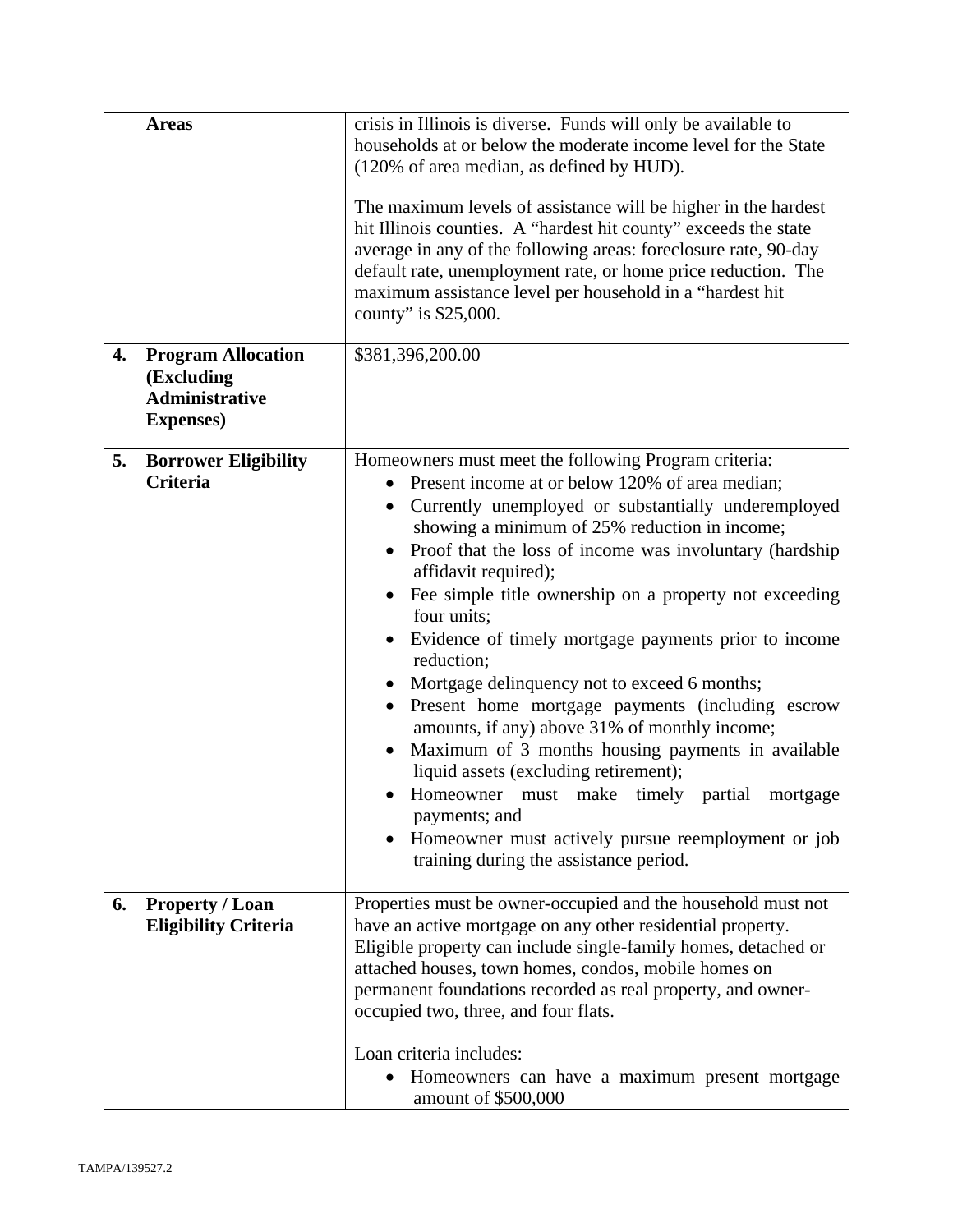| | |
|---|---|
| **Areas** | crisis in Illinois is diverse. Funds will only be available to households at or below the moderate income level for the State (120% of area median, as defined by HUD).<br><br>The maximum levels of assistance will be higher in the hardest hit Illinois counties. A "hardest hit county" exceeds the state average in any of the following areas: foreclosure rate, 90-day default rate, unemployment rate, or home price reduction. The maximum assistance level per household in a "hardest hit county" is $25,000. |
| **4. Program Allocation (Excluding Administrative Expenses)** | $381,396,200.00 |
| **5. Borrower Eligibility Criteria** | Homeowners must meet the following Program criteria:<br>• Present income at or below 120% of area median;<br>• Currently unemployed or substantially underemployed showing a minimum of 25% reduction in income;<br>• Proof that the loss of income was involuntary (hardship affidavit required);<br>• Fee simple title ownership on a property not exceeding four units;<br>• Evidence of timely mortgage payments prior to income reduction;<br>• Mortgage delinquency not to exceed 6 months;<br>• Present home mortgage payments (including escrow amounts, if any) above 31% of monthly income;<br>• Maximum of 3 months housing payments in available liquid assets (excluding retirement);<br>• Homeowner must make timely partial mortgage payments; and<br>• Homeowner must actively pursue reemployment or job training during the assistance period. |
| **6. Property / Loan Eligibility Criteria** | Properties must be owner-occupied and the household must not have an active mortgage on any other residential property. Eligible property can include single-family homes, detached or attached houses, town homes, condos, mobile homes on permanent foundations recorded as real property, and owner-occupied two, three, and four flats.<br><br>Loan criteria includes:<br>• Homeowners can have a maximum present mortgage amount of $500,000 |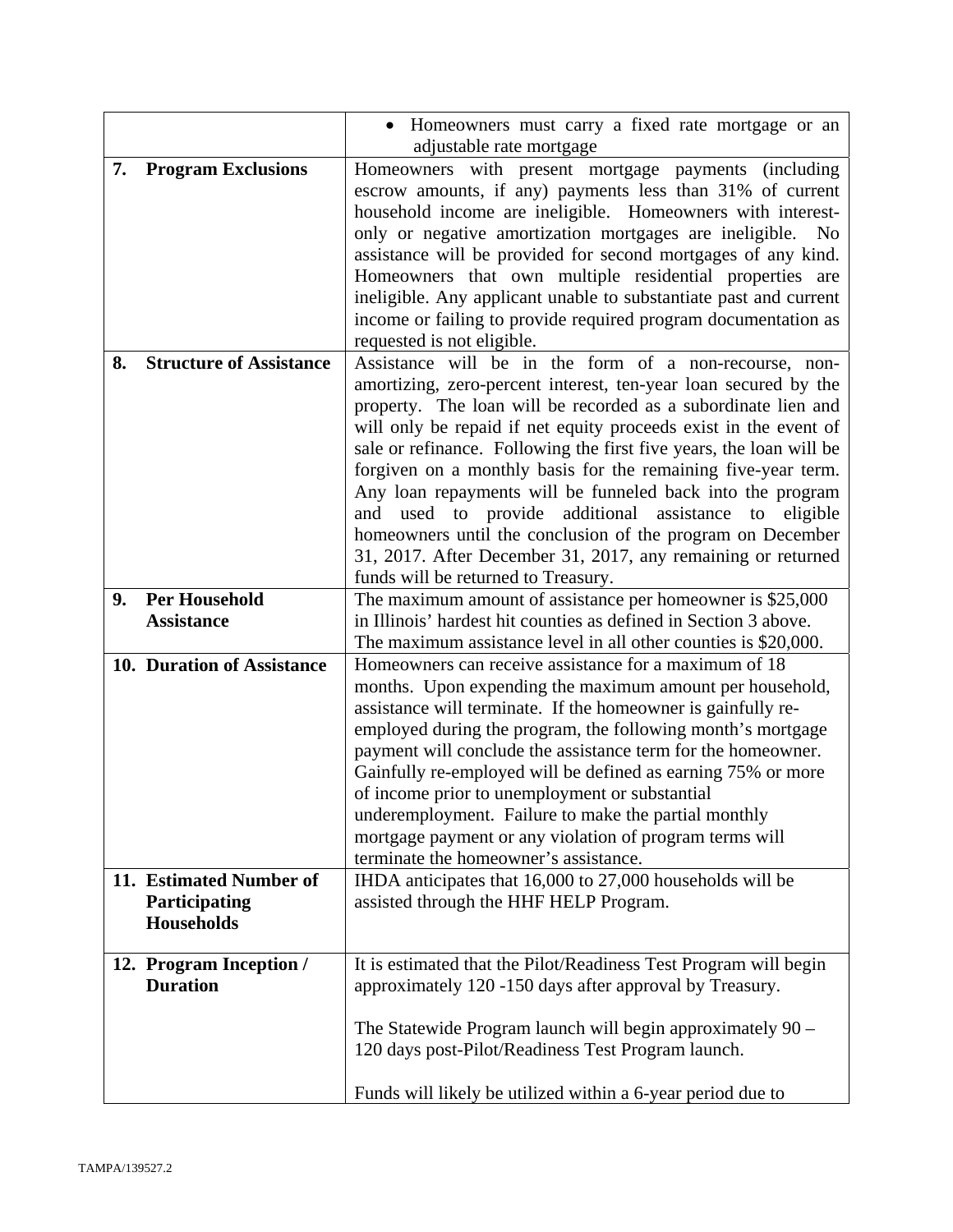| | |
|---|---|
| | • Homeowners must carry a fixed rate mortgage or an adjustable rate mortgage |
| **7. Program Exclusions** | Homeowners with present mortgage payments (including escrow amounts, if any) payments less than 31% of current household income are ineligible. Homeowners with interest-only or negative amortization mortgages are ineligible. No assistance will be provided for second mortgages of any kind. Homeowners that own multiple residential properties are ineligible. Any applicant unable to substantiate past and current income or failing to provide required program documentation as requested is not eligible. |
| **8. Structure of Assistance** | Assistance will be in the form of a non-recourse, non-amortizing, zero-percent interest, ten-year loan secured by the property. The loan will be recorded as a subordinate lien and will only be repaid if net equity proceeds exist in the event of sale or refinance. Following the first five years, the loan will be forgiven on a monthly basis for the remaining five-year term. Any loan repayments will be funneled back into the program and used to provide additional assistance to eligible homeowners until the conclusion of the program on December 31, 2017. After December 31, 2017, any remaining or returned funds will be returned to Treasury. |
| **9. Per Household Assistance** | The maximum amount of assistance per homeowner is $25,000 in Illinois' hardest hit counties as defined in Section 3 above. The maximum assistance level in all other counties is $20,000. |
| **10. Duration of Assistance** | Homeowners can receive assistance for a maximum of 18 months. Upon expending the maximum amount per household, assistance will terminate. If the homeowner is gainfully re-employed during the program, the following month's mortgage payment will conclude the assistance term for the homeowner. Gainfully re-employed will be defined as earning 75% or more of income prior to unemployment or substantial underemployment. Failure to make the partial monthly mortgage payment or any violation of program terms will terminate the homeowner's assistance. |
| **11. Estimated Number of Participating Households** | IHDA anticipates that 16,000 to 27,000 households will be assisted through the HHF HELP Program. |
| **12. Program Inception / Duration** | It is estimated that the Pilot/Readiness Test Program will begin approximately 120 -150 days after approval by Treasury.<br><br>The Statewide Program launch will begin approximately 90 – 120 days post-Pilot/Readiness Test Program launch.<br><br>Funds will likely be utilized within a 6-year period due to |

TAMPA/139527.2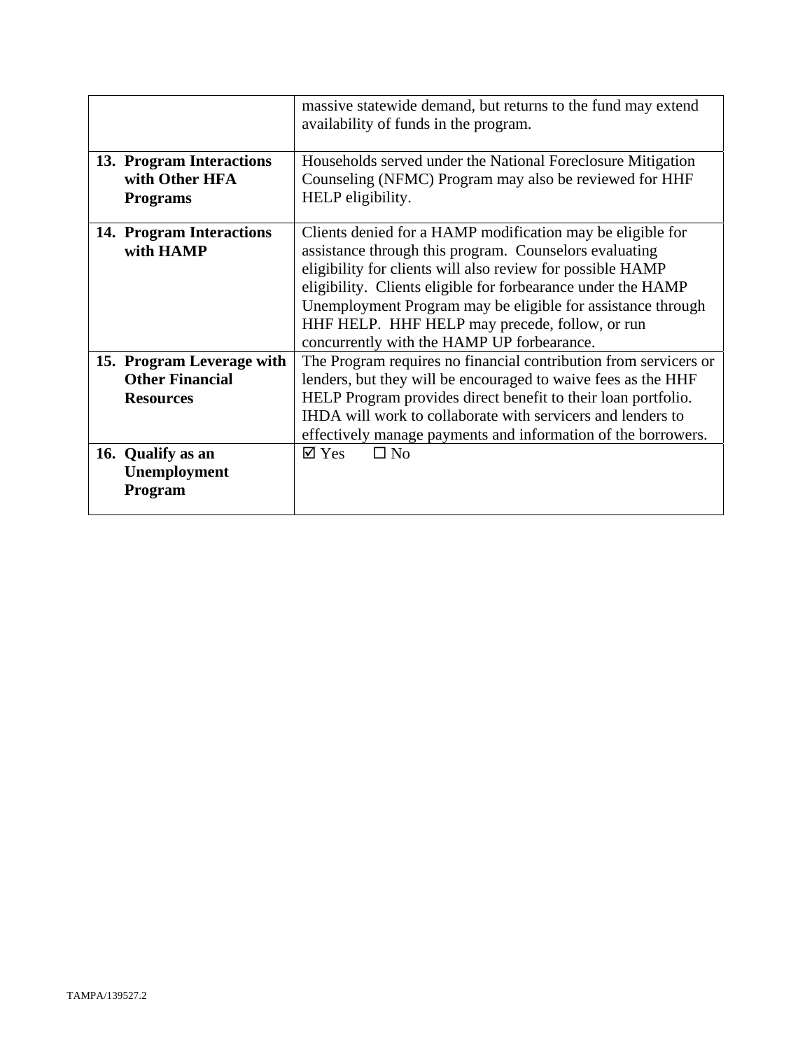| | |
|---|---|
| | massive statewide demand, but returns to the fund may extend availability of funds in the program. |
| **13. Program Interactions with Other HFA Programs** | Households served under the National Foreclosure Mitigation Counseling (NFMC) Program may also be reviewed for HHF HELP eligibility. |
| **14. Program Interactions with HAMP** | Clients denied for a HAMP modification may be eligible for assistance through this program. Counselors evaluating eligibility for clients will also review for possible HAMP eligibility. Clients eligible for forbearance under the HAMP Unemployment Program may be eligible for assistance through HHF HELP. HHF HELP may precede, follow, or run concurrently with the HAMP UP forbearance. |
| **15. Program Leverage with Other Financial Resources** | The Program requires no financial contribution from servicers or lenders, but they will be encouraged to waive fees as the HHF HELP Program provides direct benefit to their loan portfolio. IHDA will work to collaborate with servicers and lenders to effectively manage payments and information of the borrowers. |
| **16. Qualify as an Unemployment Program** | ☑ Yes ☐ No |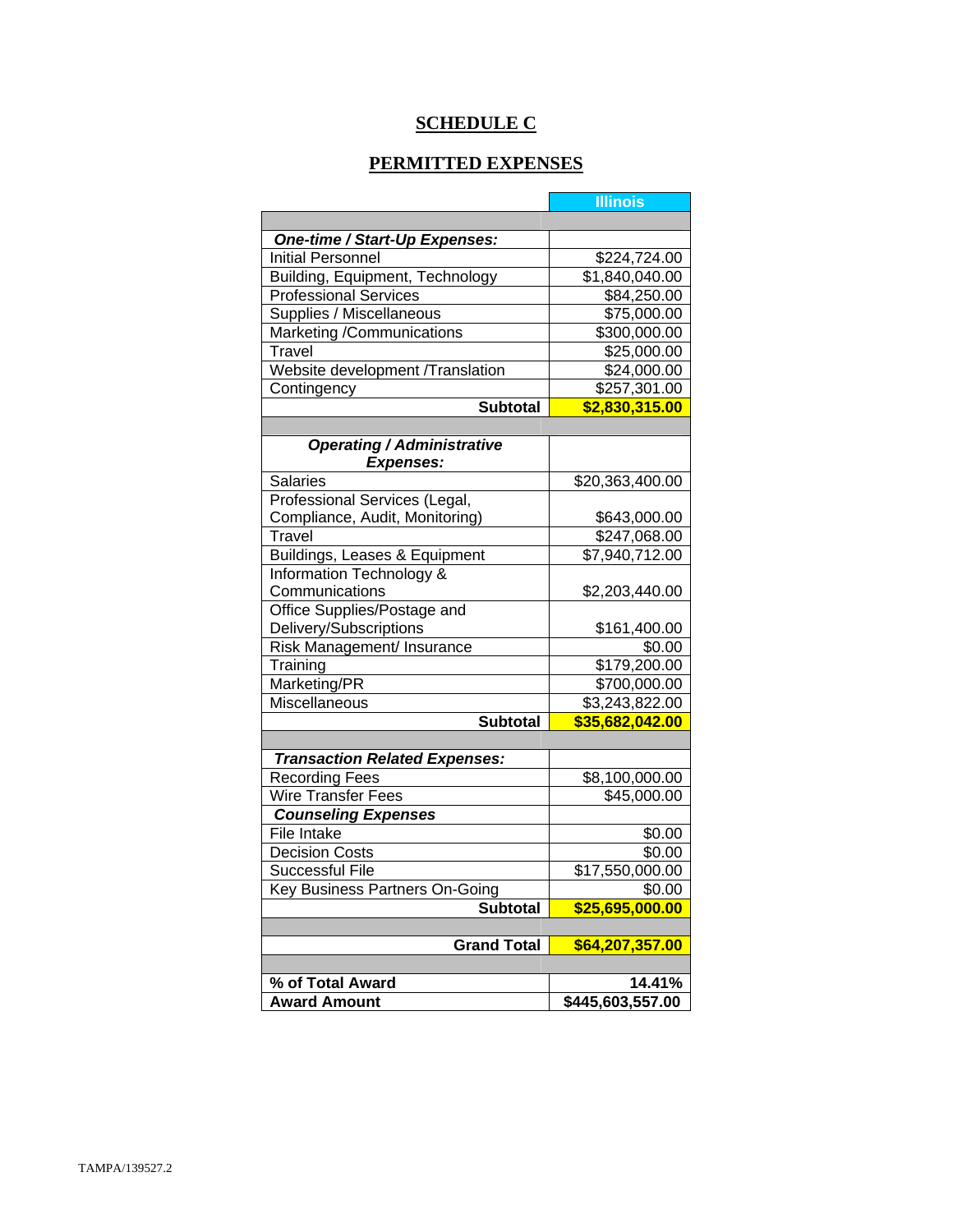# SCHEDULE C

# PERMITTED EXPENSES

| | Illinois |
|---|---|
| | |
| ***One-time / Start-Up Expenses:*** | |
| Initial Personnel | $224,724.00 |
| Building, Equipment, Technology | $1,840,040.00 |
| Professional Services | $84,250.00 |
| Supplies / Miscellaneous | $75,000.00 |
| Marketing /Communications | $300,000.00 |
| Travel | $25,000.00 |
| Website development /Translation | $24,000.00 |
| Contingency | $257,301.00 |
| **Subtotal** | **$2,830,315.00** |
| | |
| ***Operating / Administrative Expenses:*** | |
| Salaries | $20,363,400.00 |
| Professional Services (Legal, Compliance, Audit, Monitoring) | $643,000.00 |
| Travel | $247,068.00 |
| Buildings, Leases & Equipment | $7,940,712.00 |
| Information Technology & Communications | $2,203,440.00 |
| Office Supplies/Postage and Delivery/Subscriptions | $161,400.00 |
| Risk Management/ Insurance | $0.00 |
| Training | $179,200.00 |
| Marketing/PR | $700,000.00 |
| Miscellaneous | $3,243,822.00 |
| **Subtotal** | **$35,682,042.00** |
| | |
| ***Transaction Related Expenses:*** | |
| Recording Fees | $8,100,000.00 |
| Wire Transfer Fees | $45,000.00 |
| ***Counseling Expenses*** | |
| File Intake | $0.00 |
| Decision Costs | $0.00 |
| Successful File | $17,550,000.00 |
| Key Business Partners On-Going | $0.00 |
| **Subtotal** | **$25,695,000.00** |
| | |
| **Grand Total** | **$64,207,357.00** |
| | |
| **% of Total Award** | **14.41%** |
| **Award Amount** | **$445,603,557.00** |

TAMPA/139527.2